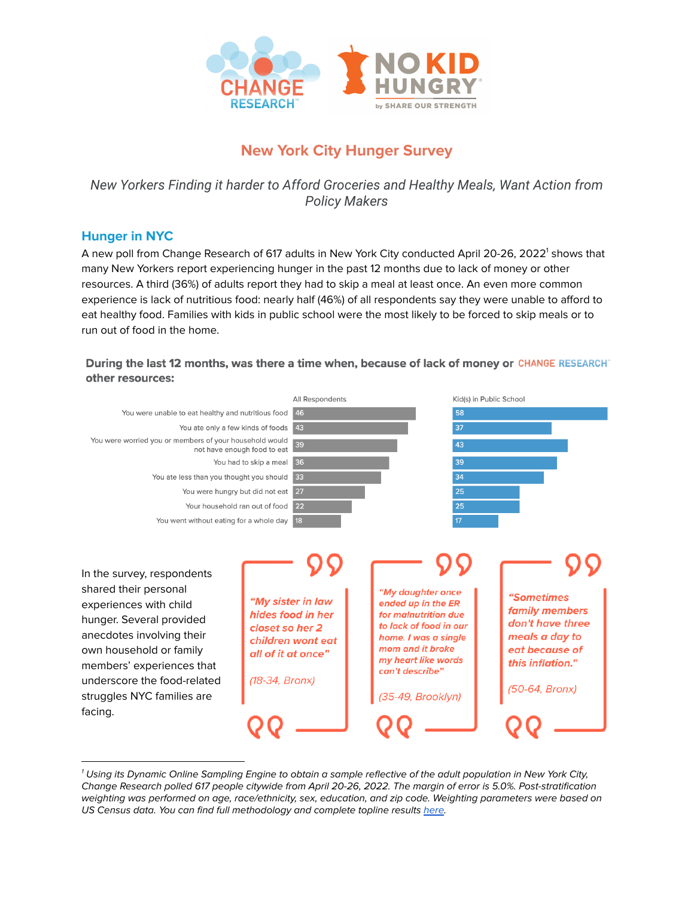# New York City Hunger Survey

*New Yorkers Finding it harder to Afford Groceries and Healthy Meals, Want Action from Policy Makers*

## Hunger in NYC

A new poll from Change Research of 617 adults in New York City conducted April 20-26, 2022[1] shows that many New Yorkers report experiencing hunger in the past 12 months due to lack of money or other resources. A third (36%) of adults report they had to skip a meal at least once. An even more common experience is lack of nutritious food: nearly half (46%) of all respondents say they were unable to afford to eat healthy food. Families with kids in public school were the most likely to be forced to skip meals or to run out of food in the home.

**During the last 12 months, was there a time when, because of lack of money or other resources:**

| | All Respondents | Kid(s) in Public School |
|---|---|---|
| You were unable to eat healthy and nutritious food | 46 | 58 |
| You ate only a few kinds of foods | 43 | 37 |
| You were worried you or members of your household would not have enough food to eat | 39 | 43 |
| You had to skip a meal | 36 | 39 |
| You ate less than you thought you should | 33 | 34 |
| You were hungry but did not eat | 27 | 25 |
| Your household ran out of food | 22 | 25 |
| You went without eating for a whole day | 18 | 17 |

In the survey, respondents shared their personal experiences with child hunger. Several provided anecdotes involving their own household or family members' experiences that underscore the food-related struggles NYC families are facing.

> *"My sister in law hides food in her closet so her 2 children wont eat all of it at once"*
>
> *(18-34, Bronx)*

> *"My daughter once ended up in the ER for malnutrition due to lack of food in our home. I was a single mom and it broke my heart like words can't describe"*
>
> *(35-49, Brooklyn)*

> *"Sometimes family members don't have three meals a day to eat because of this inflation."*
>
> *(50-64, Bronx)*

---

[1] *Using its Dynamic Online Sampling Engine to obtain a sample reflective of the adult population in New York City, Change Research polled 617 people citywide from April 20-26, 2022. The margin of error is 5.0%. Post-stratification weighting was performed on age, race/ethnicity, sex, education, and zip code. Weighting parameters were based on US Census data. You can find full methodology and complete topline results here.*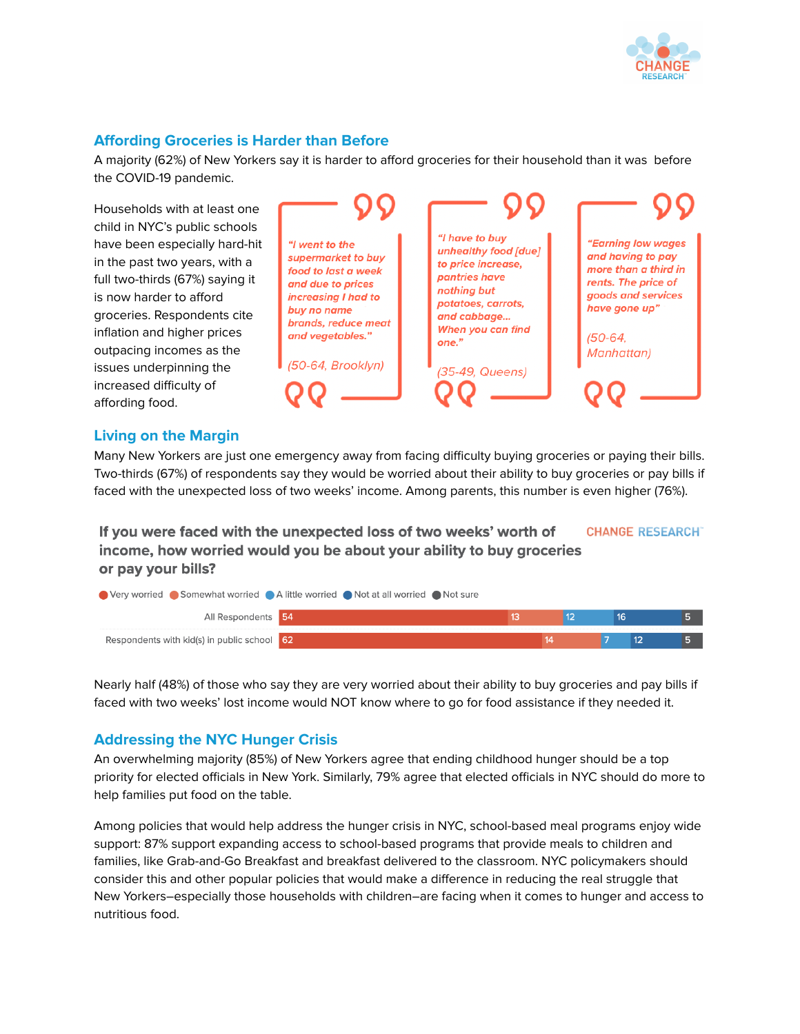## Affording Groceries is Harder than Before

A majority (62%) of New Yorkers say it is harder to afford groceries for their household than it was before the COVID-19 pandemic.

Households with at least one child in NYC's public schools have been especially hard-hit in the past two years, with a full two-thirds (67%) saying it is now harder to afford groceries. Respondents cite inflation and higher prices outpacing incomes as the issues underpinning the increased difficulty of affording food.

> *"I went to the supermarket to buy food to last a week and due to prices increasing I had to buy no name brands, reduce meat and vegetables."*
>
> *(50-64, Brooklyn)*

> *"I have to buy unhealthy food [due] to price increase, pantries have nothing but potatoes, carrots, and cabbage... When you can find one."*
>
> *(35-49, Queens)*

> *"Earning low wages and having to pay more than a third in rents. The price of goods and services have gone up"*
>
> *(50-64, Manhattan)*

## Living on the Margin

Many New Yorkers are just one emergency away from facing difficulty buying groceries or paying their bills. Two-thirds (67%) of respondents say they would be worried about their ability to buy groceries or pay bills if faced with the unexpected loss of two weeks' income. Among parents, this number is even higher (76%).

**If you were faced with the unexpected loss of two weeks' worth of income, how worried would you be about your ability to buy groceries or pay your bills?**

CHANGE RESEARCH

Very worried | Somewhat worried | A little worried | Not at all worried | Not sure

All Respondents: 54, 13, 12, 16, 5

Respondents with kid(s) in public school: 62, 14, 7, 12, 5

Nearly half (48%) of those who say they are very worried about their ability to buy groceries and pay bills if faced with two weeks' lost income would NOT know where to go for food assistance if they needed it.

## Addressing the NYC Hunger Crisis

An overwhelming majority (85%) of New Yorkers agree that ending childhood hunger should be a top priority for elected officials in New York. Similarly, 79% agree that elected officials in NYC should do more to help families put food on the table.

Among policies that would help address the hunger crisis in NYC, school-based meal programs enjoy wide support: 87% support expanding access to school-based programs that provide meals to children and families, like Grab-and-Go Breakfast and breakfast delivered to the classroom. NYC policymakers should consider this and other popular policies that would make a difference in reducing the real struggle that New Yorkers–especially those households with children–are facing when it comes to hunger and access to nutritious food.